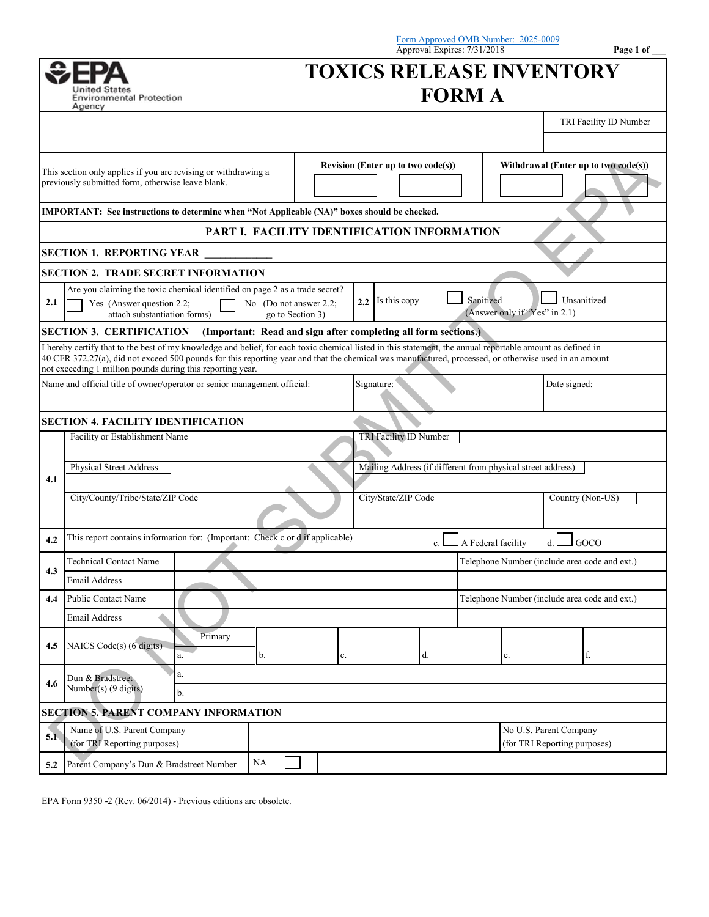Form Approved OMB Number: 2025-0009
Approval Expires: 7/31/2018

# TOXICS RELEASE INVENTORY FORM A

United States Environmental Protection Agency

TRI Facility ID Number

| This section only applies if you are revising or withdrawing a previously submitted form, otherwise leave blank. | Revision (Enter up to two code(s)) | Withdrawal (Enter up to two code(s)) |
|---|---|---|

**IMPORTANT: See instructions to determine when "Not Applicable (NA)" boxes should be checked.**

## PART I. FACILITY IDENTIFICATION INFORMATION

### SECTION 1. REPORTING YEAR ____________

### SECTION 2. TRADE SECRET INFORMATION

| | | | |
|---|---|---|---|
| 2.1 | Are you claiming the toxic chemical identified on page 2 as a trade secret? ☐ Yes (Answer question 2.2; attach substantiation forms) ☐ No (Do not answer 2.2; go to Section 3) | 2.2 | Is this copy ☐ Sanitized ☐ Unsanitized (Answer only if "Yes" in 2.1) |

### SECTION 3. CERTIFICATION (Important: Read and sign after completing all form sections.)

I hereby certify that to the best of my knowledge and belief, for each toxic chemical listed in this statement, the annual reportable amount as defined in 40 CFR 372.27(a), did not exceed 500 pounds for this reporting year and that the chemical was manufactured, processed, or otherwise used in an amount not exceeding 1 million pounds during this reporting year.

| Name and official title of owner/operator or senior management official: | Signature: | Date signed: |
|---|---|---|

### SECTION 4. FACILITY IDENTIFICATION

| | | | |
|---|---|---|---|
| 4.1 | Facility or Establishment Name | TRI Facility ID Number | |
| | Physical Street Address | Mailing Address (if different from physical street address) | |
| | City/County/Tribe/State/ZIP Code | City/State/ZIP Code | Country (Non-US) |
| 4.2 | This report contains information for: (Important: Check c or d if applicable) | c. ☐ A Federal facility | d. ☐ GOCO |

| | | | |
|---|---|---|---|
| 4.3 | Technical Contact Name | | Telephone Number (include area code and ext.) |
| | Email Address | | |
| 4.4 | Public Contact Name | | Telephone Number (include area code and ext.) |
| | Email Address | | |

| | | | | | | | |
|---|---|---|---|---|---|---|---|
| 4.5 | NAICS Code(s) (6 digits) | Primary a. | b. | c. | d. | e. | f. |
| 4.6 | Dun & Bradstreet Number(s) (9 digits) | a. | | | | | |
| | | b. | | | | | |

### SECTION 5. PARENT COMPANY INFORMATION

| | | | |
|---|---|---|---|
| 5.1 | Name of U.S. Parent Company (for TRI Reporting purposes) | | No U.S. Parent Company (for TRI Reporting purposes) ☐ |
| 5.2 | Parent Company's Dun & Bradstreet Number | NA ☐ | |

EPA Form 9350 -2 (Rev. 06/2014) - Previous editions are obsolete.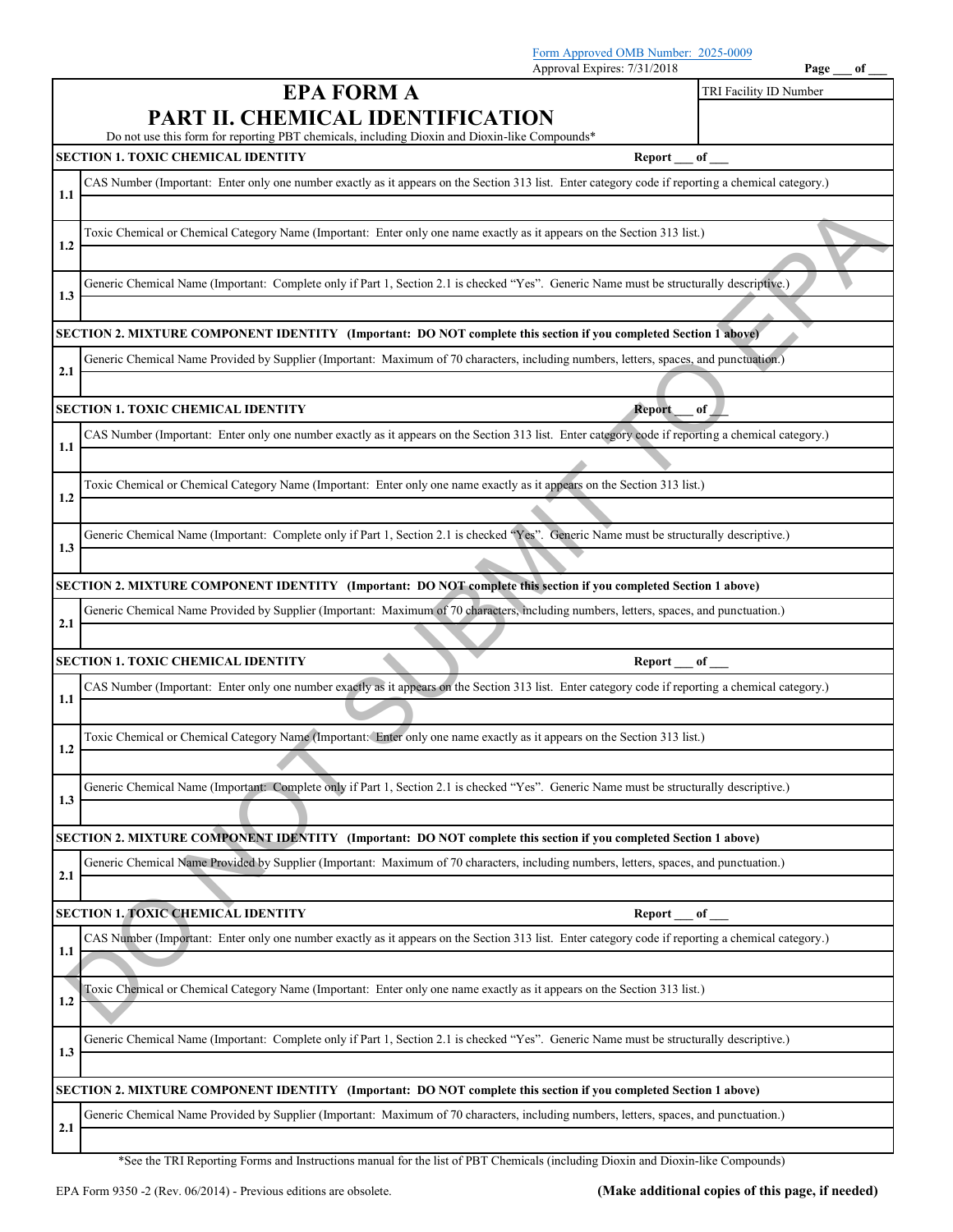Form Approved OMB Number: 2025-0009
Approval Expires: 7/31/2018

Page ___ of ___

# EPA FORM A
# PART II. CHEMICAL IDENTIFICATION

Do not use this form for reporting PBT chemicals, including Dioxin and Dioxin-like Compounds*

TRI Facility ID Number

| | |
|---|---|
| **SECTION 1. TOXIC CHEMICAL IDENTITY** | **Report ___ of ___** |
| **1.1** | CAS Number (Important: Enter only one number exactly as it appears on the Section 313 list. Enter category code if reporting a chemical category.) |
| **1.2** | Toxic Chemical or Chemical Category Name (Important: Enter only one name exactly as it appears on the Section 313 list.) |
| **1.3** | Generic Chemical Name (Important: Complete only if Part 1, Section 2.1 is checked "Yes". Generic Name must be structurally descriptive.) |
| **SECTION 2. MIXTURE COMPONENT IDENTITY (Important: DO NOT complete this section if you completed Section 1 above)** | |
| **2.1** | Generic Chemical Name Provided by Supplier (Important: Maximum of 70 characters, including numbers, letters, spaces, and punctuation.) |
| **SECTION 1. TOXIC CHEMICAL IDENTITY** | **Report ___ of ___** |
| **1.1** | CAS Number (Important: Enter only one number exactly as it appears on the Section 313 list. Enter category code if reporting a chemical category.) |
| **1.2** | Toxic Chemical or Chemical Category Name (Important: Enter only one name exactly as it appears on the Section 313 list.) |
| **1.3** | Generic Chemical Name (Important: Complete only if Part 1, Section 2.1 is checked "Yes". Generic Name must be structurally descriptive.) |
| **SECTION 2. MIXTURE COMPONENT IDENTITY (Important: DO NOT complete this section if you completed Section 1 above)** | |
| **2.1** | Generic Chemical Name Provided by Supplier (Important: Maximum of 70 characters, including numbers, letters, spaces, and punctuation.) |
| **SECTION 1. TOXIC CHEMICAL IDENTITY** | **Report ___ of ___** |
| **1.1** | CAS Number (Important: Enter only one number exactly as it appears on the Section 313 list. Enter category code if reporting a chemical category.) |
| **1.2** | Toxic Chemical or Chemical Category Name (Important: Enter only one name exactly as it appears on the Section 313 list.) |
| **1.3** | Generic Chemical Name (Important: Complete only if Part 1, Section 2.1 is checked "Yes". Generic Name must be structurally descriptive.) |
| **SECTION 2. MIXTURE COMPONENT IDENTITY (Important: DO NOT complete this section if you completed Section 1 above)** | |
| **2.1** | Generic Chemical Name Provided by Supplier (Important: Maximum of 70 characters, including numbers, letters, spaces, and punctuation.) |
| **SECTION 1. TOXIC CHEMICAL IDENTITY** | **Report ___ of ___** |
| **1.1** | CAS Number (Important: Enter only one number exactly as it appears on the Section 313 list. Enter category code if reporting a chemical category.) |
| **1.2** | Toxic Chemical or Chemical Category Name (Important: Enter only one name exactly as it appears on the Section 313 list.) |
| **1.3** | Generic Chemical Name (Important: Complete only if Part 1, Section 2.1 is checked "Yes". Generic Name must be structurally descriptive.) |
| **SECTION 2. MIXTURE COMPONENT IDENTITY (Important: DO NOT complete this section if you completed Section 1 above)** | |
| **2.1** | Generic Chemical Name Provided by Supplier (Important: Maximum of 70 characters, including numbers, letters, spaces, and punctuation.) |

*See the TRI Reporting Forms and Instructions manual for the list of PBT Chemicals (including Dioxin and Dioxin-like Compounds)

DO NOT SUBMIT TO EPA

EPA Form 9350 -2 (Rev. 06/2014) - Previous editions are obsolete.

**(Make additional copies of this page, if needed)**